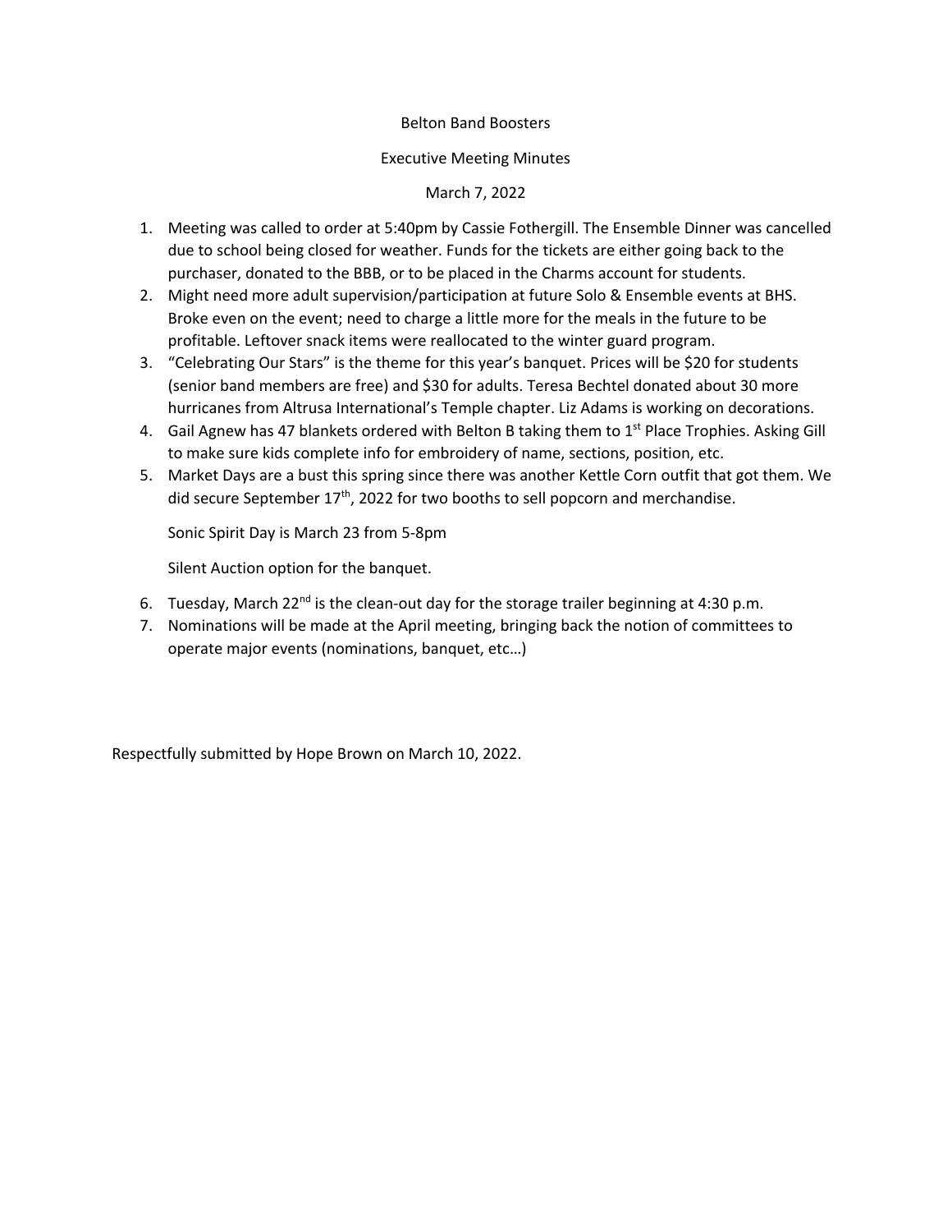Belton Band Boosters

Executive Meeting Minutes

March 7, 2022

1. Meeting was called to order at 5:40pm by Cassie Fothergill. The Ensemble Dinner was cancelled due to school being closed for weather. Funds for the tickets are either going back to the purchaser, donated to the BBB, or to be placed in the Charms account for students.
2. Might need more adult supervision/participation at future Solo & Ensemble events at BHS. Broke even on the event; need to charge a little more for the meals in the future to be profitable. Leftover snack items were reallocated to the winter guard program.
3. "Celebrating Our Stars" is the theme for this year's banquet. Prices will be $20 for students (senior band members are free) and $30 for adults. Teresa Bechtel donated about 30 more hurricanes from Altrusa International's Temple chapter. Liz Adams is working on decorations.
4. Gail Agnew has 47 blankets ordered with Belton B taking them to 1st Place Trophies. Asking Gill to make sure kids complete info for embroidery of name, sections, position, etc.
5. Market Days are a bust this spring since there was another Kettle Corn outfit that got them. We did secure September 17th, 2022 for two booths to sell popcorn and merchandise.

   Sonic Spirit Day is March 23 from 5-8pm

   Silent Auction option for the banquet.

6. Tuesday, March 22nd is the clean-out day for the storage trailer beginning at 4:30 p.m.
7. Nominations will be made at the April meeting, bringing back the notion of committees to operate major events (nominations, banquet, etc…)

Respectfully submitted by Hope Brown on March 10, 2022.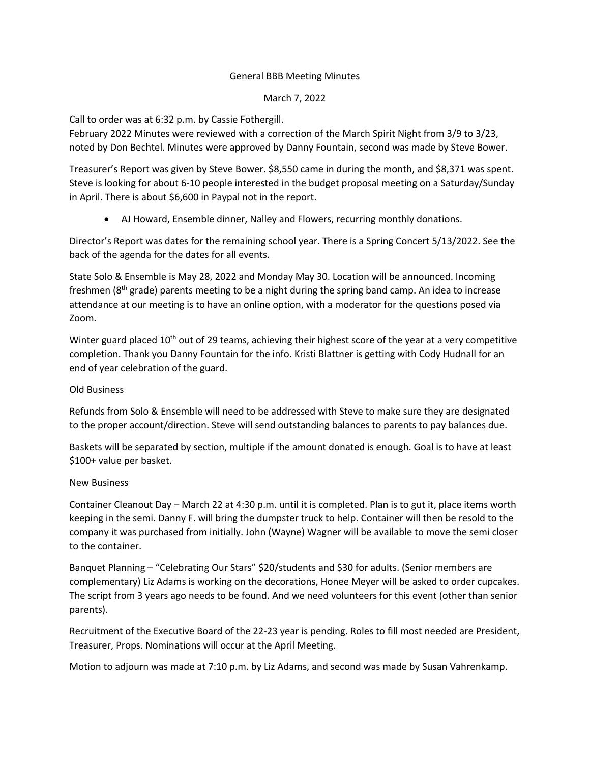General BBB Meeting Minutes

March 7, 2022

Call to order was at 6:32 p.m. by Cassie Fothergill.
February 2022 Minutes were reviewed with a correction of the March Spirit Night from 3/9 to 3/23, noted by Don Bechtel. Minutes were approved by Danny Fountain, second was made by Steve Bower.

Treasurer's Report was given by Steve Bower. $8,550 came in during the month, and $8,371 was spent. Steve is looking for about 6-10 people interested in the budget proposal meeting on a Saturday/Sunday in April. There is about $6,600 in Paypal not in the report.

- AJ Howard, Ensemble dinner, Nalley and Flowers, recurring monthly donations.

Director's Report was dates for the remaining school year. There is a Spring Concert 5/13/2022. See the back of the agenda for the dates for all events.

State Solo & Ensemble is May 28, 2022 and Monday May 30. Location will be announced. Incoming freshmen (8th grade) parents meeting to be a night during the spring band camp. An idea to increase attendance at our meeting is to have an online option, with a moderator for the questions posed via Zoom.

Winter guard placed 10th out of 29 teams, achieving their highest score of the year at a very competitive completion. Thank you Danny Fountain for the info. Kristi Blattner is getting with Cody Hudnall for an end of year celebration of the guard.

Old Business

Refunds from Solo & Ensemble will need to be addressed with Steve to make sure they are designated to the proper account/direction. Steve will send outstanding balances to parents to pay balances due.

Baskets will be separated by section, multiple if the amount donated is enough. Goal is to have at least $100+ value per basket.

New Business

Container Cleanout Day – March 22 at 4:30 p.m. until it is completed. Plan is to gut it, place items worth keeping in the semi. Danny F. will bring the dumpster truck to help. Container will then be resold to the company it was purchased from initially. John (Wayne) Wagner will be available to move the semi closer to the container.

Banquet Planning – "Celebrating Our Stars" $20/students and $30 for adults. (Senior members are complementary) Liz Adams is working on the decorations, Honee Meyer will be asked to order cupcakes. The script from 3 years ago needs to be found. And we need volunteers for this event (other than senior parents).

Recruitment of the Executive Board of the 22-23 year is pending. Roles to fill most needed are President, Treasurer, Props. Nominations will occur at the April Meeting.

Motion to adjourn was made at 7:10 p.m. by Liz Adams, and second was made by Susan Vahrenkamp.